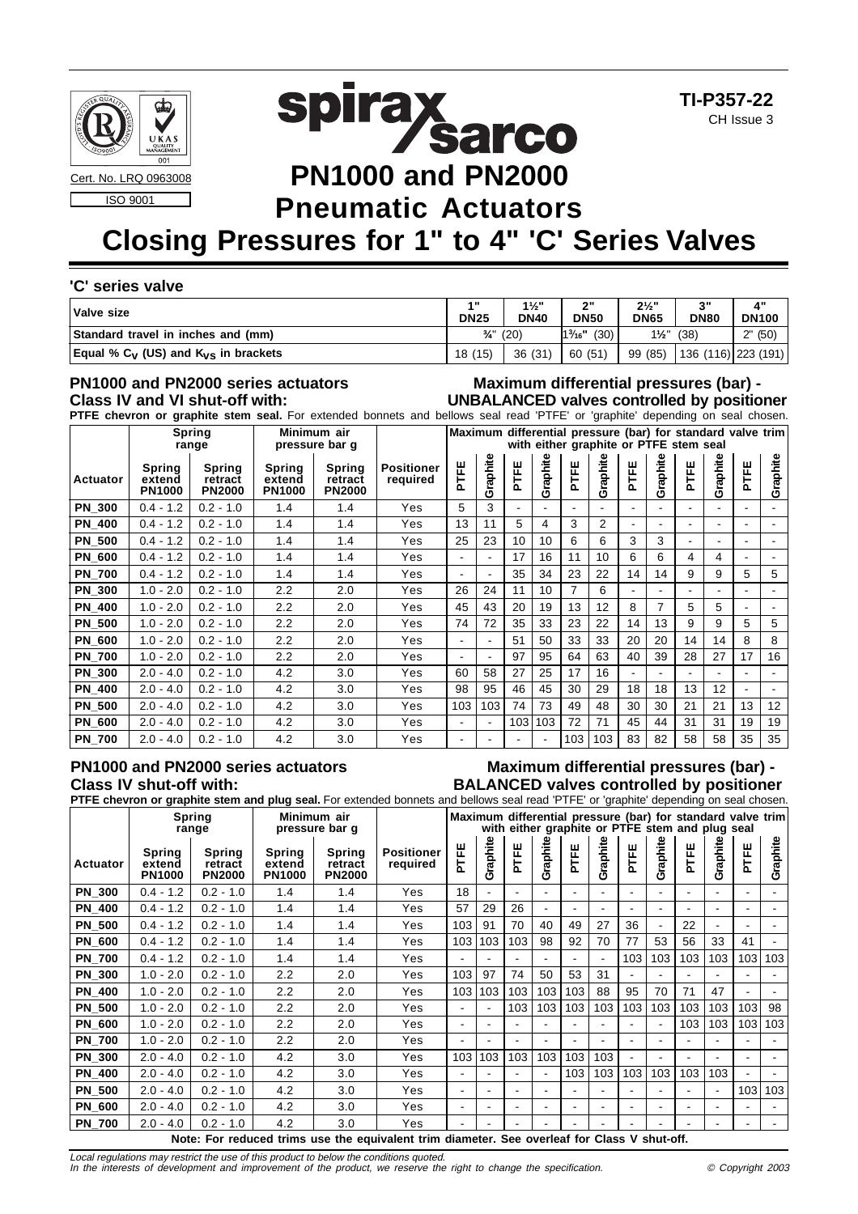Cert. No. LRQ 0963008

ISO 9001

**TI-P357-22**
CH Issue 3

# PN1000 and PN2000 Pneumatic Actuators

# Closing Pressures for 1" to 4" 'C' Series Valves

## 'C' series valve

| Valve size | 1" DN25 | 1½" DN40 | 2" DN50 | 2½" DN65 | 3" DN80 | 4" DN100 |
|---|---|---|---|---|---|---|
| Standard travel in inches and (mm) | ¾" (20) | | 1³⁄₁₆" (30) | 1½" (38) | | 2" (50) |
| Equal % $C_V$ (US) and $K_{VS}$ in brackets | 18 (15) | 36 (31) | 60 (51) | 99 (85) | 136 (116) | 223 (191) |

### PN1000 and PN2000 series actuators Class IV and VI shut-off with:

### Maximum differential pressures (bar) - UNBALANCED valves controlled by positioner

**PTFE chevron or graphite stem seal.** For extended bonnets and bellows seal read 'PTFE' or 'graphite' depending on seal chosen.

| | Spring range | | Minimum air pressure bar g | | | Maximum differential pressure (bar) for standard valve trim with either graphite or PTFE stem seal | | | | | | | | | | | |
|---|---|---|---|---|---|---|---|---|---|---|---|---|---|---|---|---|---|
| Actuator | Spring extend PN1000 | Spring retract PN2000 | Spring extend PN1000 | Spring retract PN2000 | Positioner required | PTFE | Graphite | PTFE | Graphite | PTFE | Graphite | PTFE | Graphite | PTFE | Graphite | PTFE | Graphite |
| PN_300 | 0.4 - 1.2 | 0.2 - 1.0 | 1.4 | 1.4 | Yes | 5 | 3 | - | - | - | - | - | - | - | - | - | - |
| PN_400 | 0.4 - 1.2 | 0.2 - 1.0 | 1.4 | 1.4 | Yes | 13 | 11 | 5 | 4 | 3 | 2 | - | - | - | - | - | - |
| PN_500 | 0.4 - 1.2 | 0.2 - 1.0 | 1.4 | 1.4 | Yes | 25 | 23 | 10 | 10 | 6 | 6 | 3 | 3 | - | - | - | - |
| PN_600 | 0.4 - 1.2 | 0.2 - 1.0 | 1.4 | 1.4 | Yes | - | - | 17 | 16 | 11 | 10 | 6 | 6 | 4 | 4 | - | - |
| PN_700 | 0.4 - 1.2 | 0.2 - 1.0 | 1.4 | 1.4 | Yes | - | - | 35 | 34 | 23 | 22 | 14 | 14 | 9 | 9 | 5 | 5 |
| PN_300 | 1.0 - 2.0 | 0.2 - 1.0 | 2.2 | 2.0 | Yes | 26 | 24 | 11 | 10 | 7 | 6 | - | - | - | - | - | - |
| PN_400 | 1.0 - 2.0 | 0.2 - 1.0 | 2.2 | 2.0 | Yes | 45 | 43 | 20 | 19 | 13 | 12 | 8 | 7 | 5 | 5 | - | - |
| PN_500 | 1.0 - 2.0 | 0.2 - 1.0 | 2.2 | 2.0 | Yes | 74 | 72 | 35 | 33 | 23 | 22 | 14 | 13 | 9 | 9 | 5 | 5 |
| PN_600 | 1.0 - 2.0 | 0.2 - 1.0 | 2.2 | 2.0 | Yes | - | - | 51 | 50 | 33 | 33 | 20 | 20 | 14 | 14 | 8 | 8 |
| PN_700 | 1.0 - 2.0 | 0.2 - 1.0 | 2.2 | 2.0 | Yes | - | - | 97 | 95 | 64 | 63 | 40 | 39 | 28 | 27 | 17 | 16 |
| PN_300 | 2.0 - 4.0 | 0.2 - 1.0 | 4.2 | 3.0 | Yes | 60 | 58 | 27 | 25 | 17 | 16 | - | - | - | - | - | - |
| PN_400 | 2.0 - 4.0 | 0.2 - 1.0 | 4.2 | 3.0 | Yes | 98 | 95 | 46 | 45 | 30 | 29 | 18 | 18 | 13 | 12 | - | - |
| PN_500 | 2.0 - 4.0 | 0.2 - 1.0 | 4.2 | 3.0 | Yes | 103 | 103 | 74 | 73 | 49 | 48 | 30 | 30 | 21 | 21 | 13 | 12 |
| PN_600 | 2.0 - 4.0 | 0.2 - 1.0 | 4.2 | 3.0 | Yes | - | - | 103 | 103 | 72 | 71 | 45 | 44 | 31 | 31 | 19 | 19 |
| PN_700 | 2.0 - 4.0 | 0.2 - 1.0 | 4.2 | 3.0 | Yes | - | - | - | - | 103 | 103 | 83 | 82 | 58 | 58 | 35 | 35 |

### PN1000 and PN2000 series actuators Class IV shut-off with:

### Maximum differential pressures (bar) - BALANCED valves controlled by positioner

**PTFE chevron or graphite stem and plug seal.** For extended bonnets and bellows seal read 'PTFE' or 'graphite' depending on seal chosen.

| | Spring range | | Minimum air pressure bar g | | | Maximum differential pressure (bar) for standard valve trim with either graphite or PTFE stem and plug seal | | | | | | | | | | | |
|---|---|---|---|---|---|---|---|---|---|---|---|---|---|---|---|---|---|
| Actuator | Spring extend PN1000 | Spring retract PN2000 | Spring extend PN1000 | Spring retract PN2000 | Positioner required | PTFE | Graphite | PTFE | Graphite | PTFE | Graphite | PTFE | Graphite | PTFE | Graphite | PTFE | Graphite |
| PN_300 | 0.4 - 1.2 | 0.2 - 1.0 | 1.4 | 1.4 | Yes | 18 | - | - | - | - | - | - | - | - | - | - | - |
| PN_400 | 0.4 - 1.2 | 0.2 - 1.0 | 1.4 | 1.4 | Yes | 57 | 29 | 26 | - | - | - | - | - | - | - | - | - |
| PN_500 | 0.4 - 1.2 | 0.2 - 1.0 | 1.4 | 1.4 | Yes | 103 | 91 | 70 | 40 | 49 | 27 | 36 | - | 22 | - | - | - |
| PN_600 | 0.4 - 1.2 | 0.2 - 1.0 | 1.4 | 1.4 | Yes | 103 | 103 | 103 | 98 | 92 | 70 | 77 | 53 | 56 | 33 | 41 | - |
| PN_700 | 0.4 - 1.2 | 0.2 - 1.0 | 1.4 | 1.4 | Yes | - | - | - | - | - | - | 103 | 103 | 103 | 103 | 103 | 103 |
| PN_300 | 1.0 - 2.0 | 0.2 - 1.0 | 2.2 | 2.0 | Yes | 103 | 97 | 74 | 50 | 53 | 31 | - | - | - | - | - | - |
| PN_400 | 1.0 - 2.0 | 0.2 - 1.0 | 2.2 | 2.0 | Yes | 103 | 103 | 103 | 103 | 103 | 88 | 95 | 70 | 71 | 47 | - | - |
| PN_500 | 1.0 - 2.0 | 0.2 - 1.0 | 2.2 | 2.0 | Yes | - | - | 103 | 103 | 103 | 103 | 103 | 103 | 103 | 103 | 103 | 98 |
| PN_600 | 1.0 - 2.0 | 0.2 - 1.0 | 2.2 | 2.0 | Yes | - | - | - | - | - | - | - | - | 103 | 103 | 103 | 103 |
| PN_700 | 1.0 - 2.0 | 0.2 - 1.0 | 2.2 | 2.0 | Yes | - | - | - | - | - | - | - | - | - | - | - | - |
| PN_300 | 2.0 - 4.0 | 0.2 - 1.0 | 4.2 | 3.0 | Yes | 103 | 103 | 103 | 103 | 103 | 103 | - | - | - | - | - | - |
| PN_400 | 2.0 - 4.0 | 0.2 - 1.0 | 4.2 | 3.0 | Yes | - | - | - | - | 103 | 103 | 103 | 103 | 103 | 103 | - | - |
| PN_500 | 2.0 - 4.0 | 0.2 - 1.0 | 4.2 | 3.0 | Yes | - | - | - | - | - | - | - | - | - | - | 103 | 103 |
| PN_600 | 2.0 - 4.0 | 0.2 - 1.0 | 4.2 | 3.0 | Yes | - | - | - | - | - | - | - | - | - | - | - | - |
| PN_700 | 2.0 - 4.0 | 0.2 - 1.0 | 4.2 | 3.0 | Yes | - | - | - | - | - | - | - | - | - | - | - | - |

**Note: For reduced trims use the equivalent trim diameter. See overleaf for Class V shut-off.**

*Local regulations may restrict the use of this product to below the conditions quoted.*
*In the interests of development and improvement of the product, we reserve the right to change the specification.*

© Copyright 2003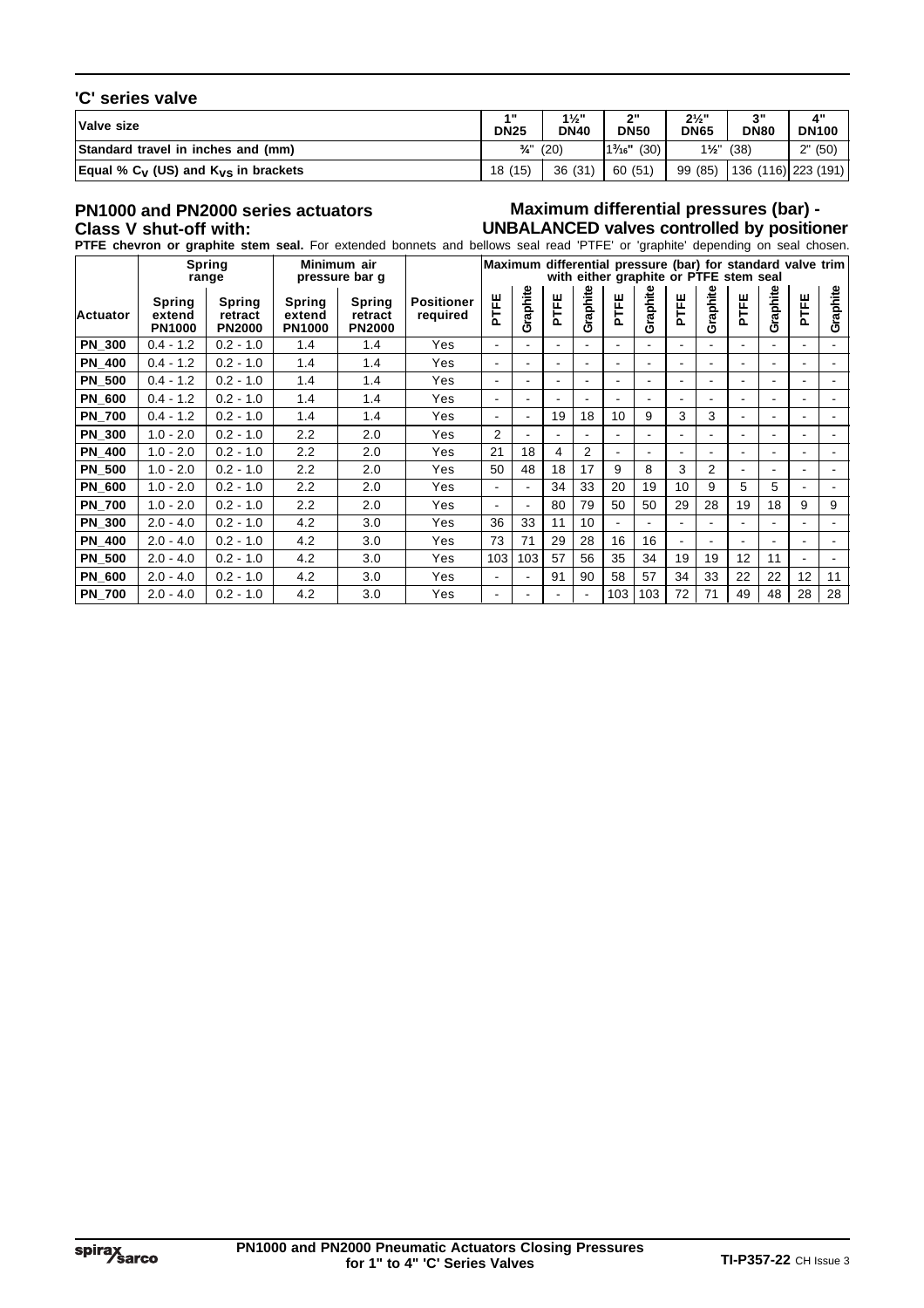## 'C' series valve

| Valve size | 1" DN25 | 1½" DN40 | 2" DN50 | 2½" DN65 | 3" DN80 | 4" DN100 |
|---|---|---|---|---|---|---|
| Standard travel in inches and (mm) | ¾" (20) | | 1³⁄₁₆" (30) | 1½" (38) | | 2" (50) |
| Equal % $C_V$ (US) and $K_{VS}$ in brackets | 18 (15) | 36 (31) | 60 (51) | 99 (85) | 136 (116) | 223 (191) |

## PN1000 and PN2000 series actuators
## Class V shut-off with:

## Maximum differential pressures (bar) - UNBALANCED valves controlled by positioner

**PTFE chevron or graphite stem seal.** For extended bonnets and bellows seal read 'PTFE' or 'graphite' depending on seal chosen.

| Actuator | Spring range | | Minimum air pressure bar g | | Positioner required | Maximum differential pressure (bar) for standard valve trim with either graphite or PTFE stem seal | | | | | | | | | | | |
|---|---|---|---|---|---|---|---|---|---|---|---|---|---|---|---|---|---|
| | Spring extend PN1000 | Spring retract PN2000 | Spring extend PN1000 | Spring retract PN2000 | | PTFE | Graphite | PTFE | Graphite | PTFE | Graphite | PTFE | Graphite | PTFE | Graphite | PTFE | Graphite |
| PN_300 | 0.4 - 1.2 | 0.2 - 1.0 | 1.4 | 1.4 | Yes | - | - | - | - | - | - | - | - | - | - | - | - |
| PN_400 | 0.4 - 1.2 | 0.2 - 1.0 | 1.4 | 1.4 | Yes | - | - | - | - | - | - | - | - | - | - | - | - |
| PN_500 | 0.4 - 1.2 | 0.2 - 1.0 | 1.4 | 1.4 | Yes | - | - | - | - | - | - | - | - | - | - | - | - |
| PN_600 | 0.4 - 1.2 | 0.2 - 1.0 | 1.4 | 1.4 | Yes | - | - | - | - | - | - | - | - | - | - | - | - |
| PN_700 | 0.4 - 1.2 | 0.2 - 1.0 | 1.4 | 1.4 | Yes | - | - | 19 | 18 | 10 | 9 | 3 | 3 | - | - | - | - |
| PN_300 | 1.0 - 2.0 | 0.2 - 1.0 | 2.2 | 2.0 | Yes | 2 | - | - | - | - | - | - | - | - | - | - | - |
| PN_400 | 1.0 - 2.0 | 0.2 - 1.0 | 2.2 | 2.0 | Yes | 21 | 18 | 4 | 2 | - | - | - | - | - | - | - | - |
| PN_500 | 1.0 - 2.0 | 0.2 - 1.0 | 2.2 | 2.0 | Yes | 50 | 48 | 18 | 17 | 9 | 8 | 3 | 2 | - | - | - | - |
| PN_600 | 1.0 - 2.0 | 0.2 - 1.0 | 2.2 | 2.0 | Yes | - | - | 34 | 33 | 20 | 19 | 10 | 9 | 5 | 5 | - | - |
| PN_700 | 1.0 - 2.0 | 0.2 - 1.0 | 2.2 | 2.0 | Yes | - | - | 80 | 79 | 50 | 50 | 29 | 28 | 19 | 18 | 9 | 9 |
| PN_300 | 2.0 - 4.0 | 0.2 - 1.0 | 4.2 | 3.0 | Yes | 36 | 33 | 11 | 10 | - | - | - | - | - | - | - | - |
| PN_400 | 2.0 - 4.0 | 0.2 - 1.0 | 4.2 | 3.0 | Yes | 73 | 71 | 29 | 28 | 16 | 16 | - | - | - | - | - | - |
| PN_500 | 2.0 - 4.0 | 0.2 - 1.0 | 4.2 | 3.0 | Yes | 103 | 103 | 57 | 56 | 35 | 34 | 19 | 19 | 12 | 11 | - | - |
| PN_600 | 2.0 - 4.0 | 0.2 - 1.0 | 4.2 | 3.0 | Yes | - | - | 91 | 90 | 58 | 57 | 34 | 33 | 22 | 22 | 12 | 11 |
| PN_700 | 2.0 - 4.0 | 0.2 - 1.0 | 4.2 | 3.0 | Yes | - | - | - | - | 103 | 103 | 72 | 71 | 49 | 48 | 28 | 28 |